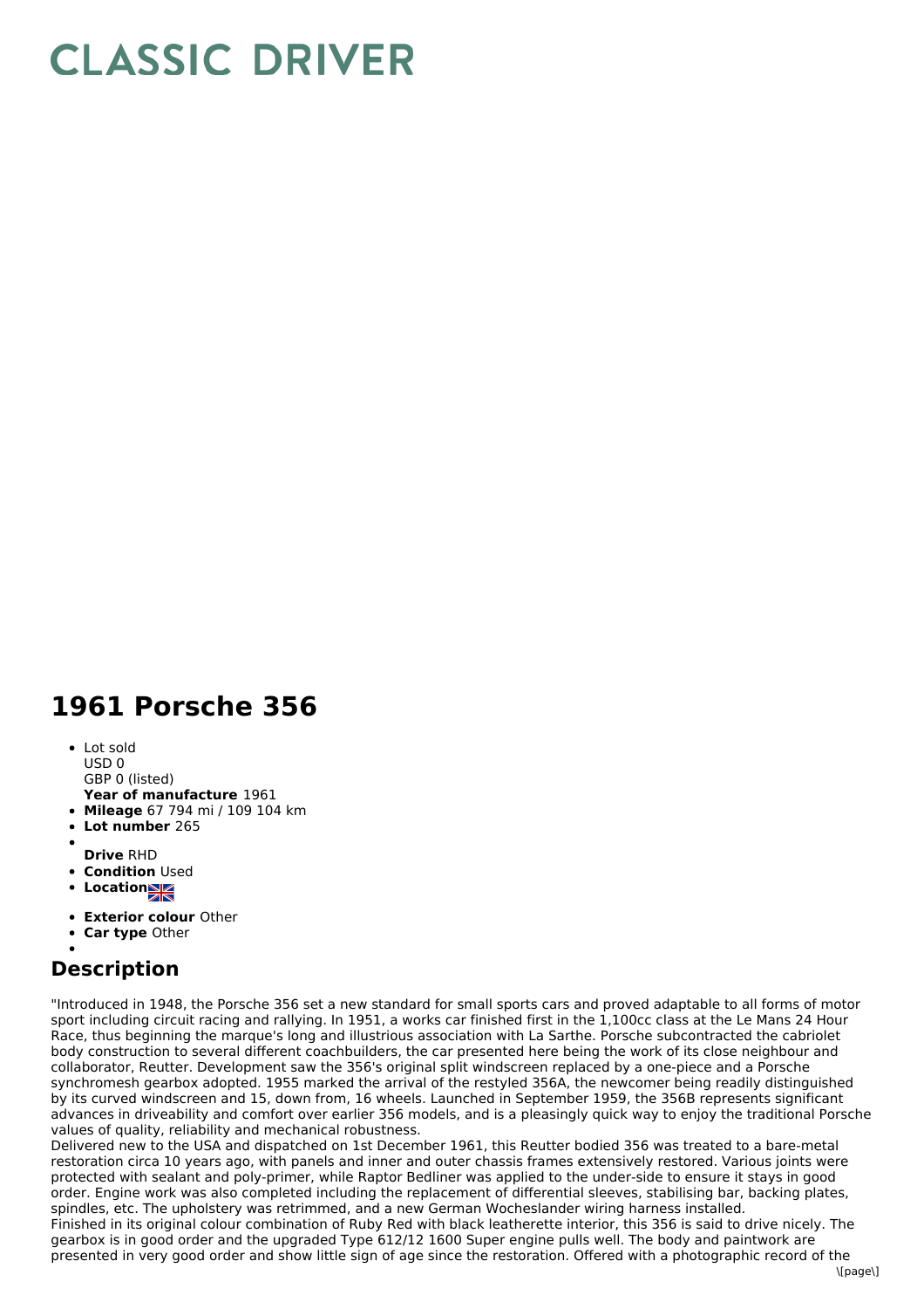# CLASSIC DRIVER

# 1961 Porsche 356

- Lot sold
  USD 0
  GBP 0 (listed)
  **Year of manufacture** 1961
- **Mileage** 67 794 mi / 109 104 km
- **Lot number** 265
- 
  **Drive** RHD
- **Condition** Used
- **Location**
- **Exterior colour** Other
- **Car type** Other
- 

## Description

"Introduced in 1948, the Porsche 356 set a new standard for small sports cars and proved adaptable to all forms of motor sport including circuit racing and rallying. In 1951, a works car finished first in the 1,100cc class at the Le Mans 24 Hour Race, thus beginning the marque's long and illustrious association with La Sarthe. Porsche subcontracted the cabriolet body construction to several different coachbuilders, the car presented here being the work of its close neighbour and collaborator, Reutter. Development saw the 356's original split windscreen replaced by a one-piece and a Porsche synchromesh gearbox adopted. 1955 marked the arrival of the restyled 356A, the newcomer being readily distinguished by its curved windscreen and 15, down from, 16 wheels. Launched in September 1959, the 356B represents significant advances in driveability and comfort over earlier 356 models, and is a pleasingly quick way to enjoy the traditional Porsche values of quality, reliability and mechanical robustness.
Delivered new to the USA and dispatched on 1st December 1961, this Reutter bodied 356 was treated to a bare-metal restoration circa 10 years ago, with panels and inner and outer chassis frames extensively restored. Various joints were protected with sealant and poly-primer, while Raptor Bedliner was applied to the under-side to ensure it stays in good order. Engine work was also completed including the replacement of differential sleeves, stabilising bar, backing plates, spindles, etc. The upholstery was retrimmed, and a new German Wocheslander wiring harness installed.
Finished in its original colour combination of Ruby Red with black leatherette interior, this 356 is said to drive nicely. The gearbox is in good order and the upgraded Type 612/12 1600 Super engine pulls well. The body and paintwork are presented in very good order and show little sign of age since the restoration. Offered with a photographic record of the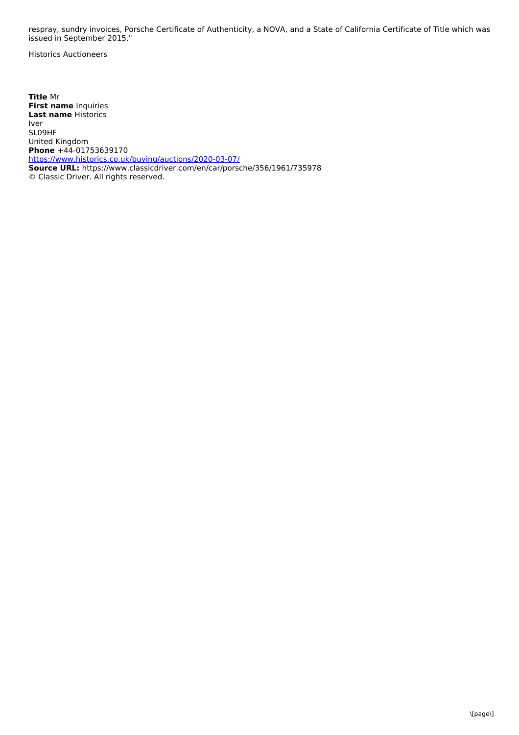respray, sundry invoices, Porsche Certificate of Authenticity, a NOVA, and a State of California Certificate of Title which was issued in September 2015."

Historics Auctioneers

**Title** Mr
**First name** Inquiries
**Last name** Historics
Iver
SL09HF
United Kingdom
**Phone** +44-01753639170
https://www.historics.co.uk/buying/auctions/2020-03-07/
**Source URL:** https://www.classicdriver.com/en/car/porsche/356/1961/735978
© Classic Driver. All rights reserved.